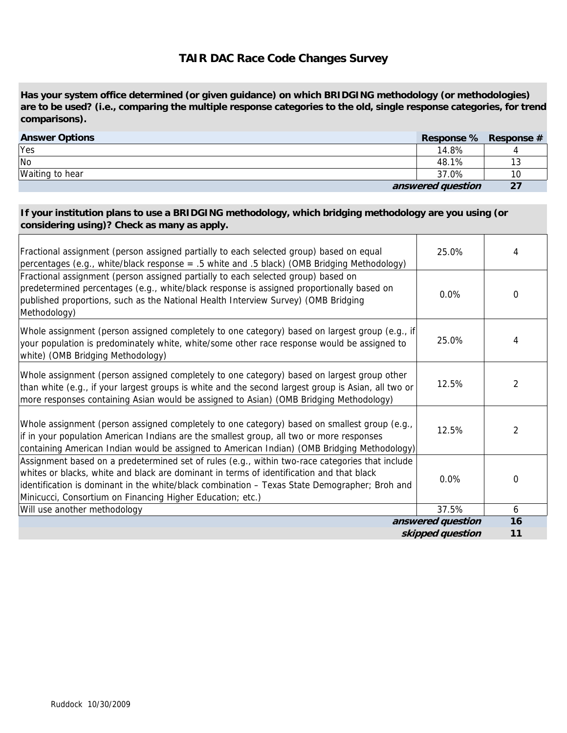# TAIR DAC Race Code Changes Survey

**Has your system office determined (or given guidance) on which BRIDGING methodology (or methodologies) are to be used? (i.e., comparing the multiple response categories to the old, single response categories, for trend comparisons).**

| Answer Options | Response % | Response # |
|---|---|---|
| Yes | 14.8% | 4 |
| No | 48.1% | 13 |
| Waiting to hear | 37.0% | 10 |
| | *answered question* | **27** |

**If your institution plans to use a BRIDGING methodology, which bridging methodology are you using (or considering using)? Check as many as apply.**

| Answer Options | Response % | Response # |
|---|---|---|
| Fractional assignment (person assigned partially to each selected group) based on equal percentages (e.g., white/black response = .5 white and .5 black) (OMB Bridging Methodology) | 25.0% | 4 |
| Fractional assignment (person assigned partially to each selected group) based on predetermined percentages (e.g., white/black response is assigned proportionally based on published proportions, such as the National Health Interview Survey) (OMB Bridging Methodology) | 0.0% | 0 |
| Whole assignment (person assigned completely to one category) based on largest group (e.g., if your population is predominately white, white/some other race response would be assigned to white) (OMB Bridging Methodology) | 25.0% | 4 |
| Whole assignment (person assigned completely to one category) based on largest group other than white (e.g., if your largest groups is white and the second largest group is Asian, all two or more responses containing Asian would be assigned to Asian) (OMB Bridging Methodology) | 12.5% | 2 |
| Whole assignment (person assigned completely to one category) based on smallest group (e.g., if in your population American Indians are the smallest group, all two or more responses containing American Indian would be assigned to American Indian) (OMB Bridging Methodology) | 12.5% | 2 |
| Assignment based on a predetermined set of rules (e.g., within two-race categories that include whites or blacks, white and black are dominant in terms of identification and that black identification is dominant in the white/black combination – Texas State Demographer; Broh and Minicucci, Consortium on Financing Higher Education; etc.) | 0.0% | 0 |
| Will use another methodology | 37.5% | 6 |
| | *answered question* | **16** |
| | *skipped question* | **11** |

Ruddock 10/30/2009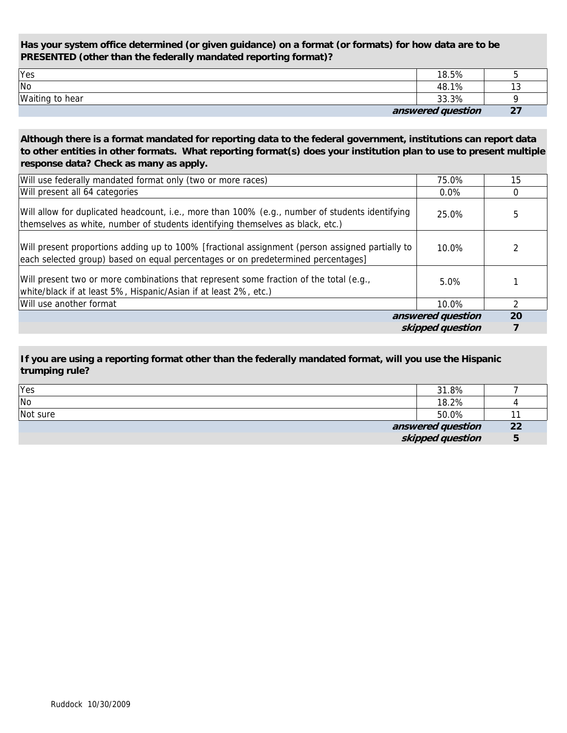**Has your system office determined (or given guidance) on a format (or formats) for how data are to be PRESENTED (other than the federally mandated reporting format)?**

| | | |
|---|---|---|
| Yes | 18.5% | 5 |
| No | 48.1% | 13 |
| Waiting to hear | 33.3% | 9 |
| | ***answered question*** | **27** |

**Although there is a format mandated for reporting data to the federal government, institutions can report data to other entities in other formats. What reporting format(s) does your institution plan to use to present multiple response data? Check as many as apply.**

| | | |
|---|---|---|
| Will use federally mandated format only (two or more races) | 75.0% | 15 |
| Will present all 64 categories | 0.0% | 0 |
| Will allow for duplicated headcount, i.e., more than 100% (e.g., number of students identifying themselves as white, number of students identifying themselves as black, etc.) | 25.0% | 5 |
| Will present proportions adding up to 100% [fractional assignment (person assigned partially to each selected group) based on equal percentages or on predetermined percentages] | 10.0% | 2 |
| Will present two or more combinations that represent some fraction of the total (e.g., white/black if at least 5%, Hispanic/Asian if at least 2%, etc.) | 5.0% | 1 |
| Will use another format | 10.0% | 2 |
| | ***answered question*** | **20** |
| | ***skipped question*** | **7** |

**If you are using a reporting format other than the federally mandated format, will you use the Hispanic trumping rule?**

| | | |
|---|---|---|
| Yes | 31.8% | 7 |
| No | 18.2% | 4 |
| Not sure | 50.0% | 11 |
| | ***answered question*** | **22** |
| | ***skipped question*** | **5** |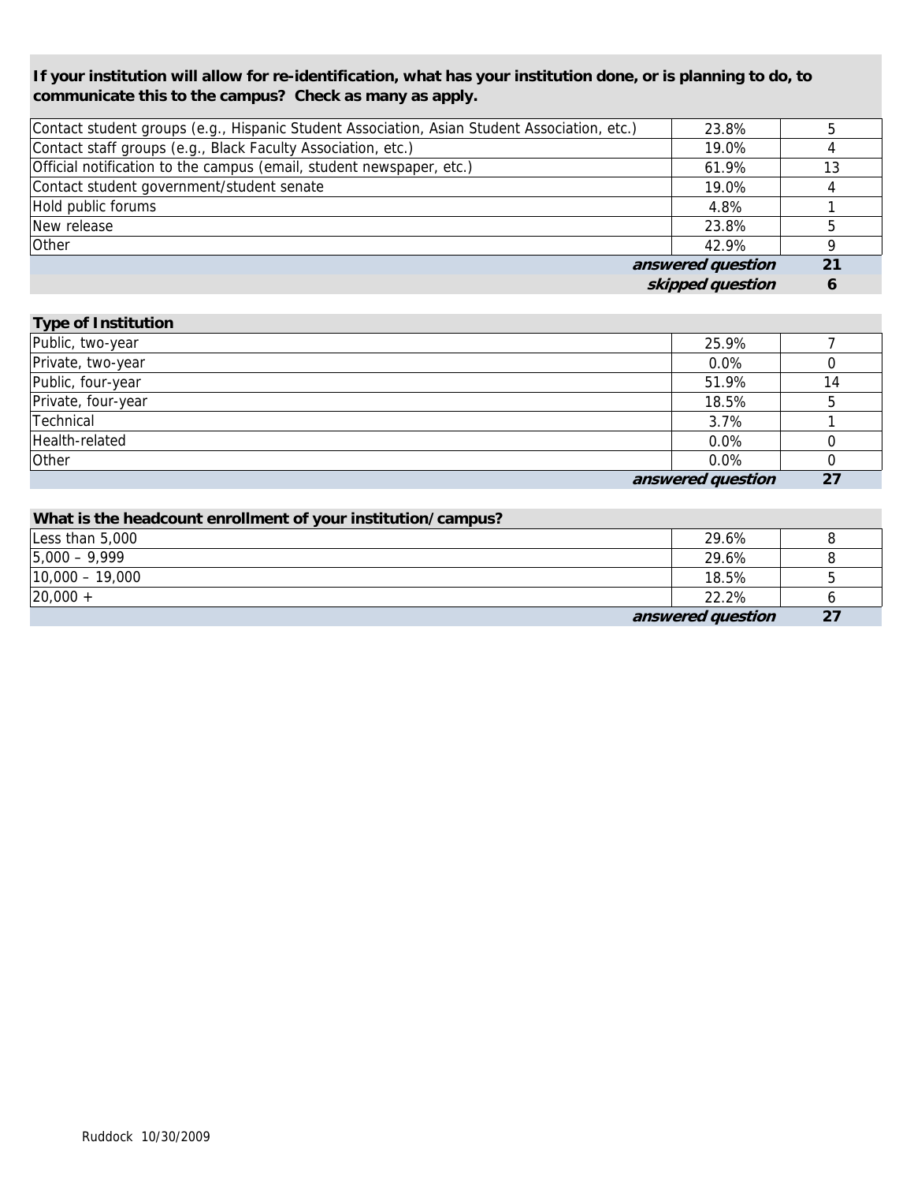**If your institution will allow for re-identification, what has your institution done, or is planning to do, to communicate this to the campus? Check as many as apply.**

| | | |
|---|---|---|
| Contact student groups (e.g., Hispanic Student Association, Asian Student Association, etc.) | 23.8% | 5 |
| Contact staff groups (e.g., Black Faculty Association, etc.) | 19.0% | 4 |
| Official notification to the campus (email, student newspaper, etc.) | 61.9% | 13 |
| Contact student government/student senate | 19.0% | 4 |
| Hold public forums | 4.8% | 1 |
| New release | 23.8% | 5 |
| Other | 42.9% | 9 |
| | ***answered question*** | **21** |
| | ***skipped question*** | **6** |

**Type of Institution**

| | | |
|---|---|---|
| Public, two-year | 25.9% | 7 |
| Private, two-year | 0.0% | 0 |
| Public, four-year | 51.9% | 14 |
| Private, four-year | 18.5% | 5 |
| Technical | 3.7% | 1 |
| Health-related | 0.0% | 0 |
| Other | 0.0% | 0 |
| | ***answered question*** | **27** |

**What is the headcount enrollment of your institution/campus?**

| | | |
|---|---|---|
| Less than 5,000 | 29.6% | 8 |
| 5,000 – 9,999 | 29.6% | 8 |
| 10,000 – 19,000 | 18.5% | 5 |
| 20,000 + | 22.2% | 6 |
| | ***answered question*** | **27** |

Ruddock 10/30/2009